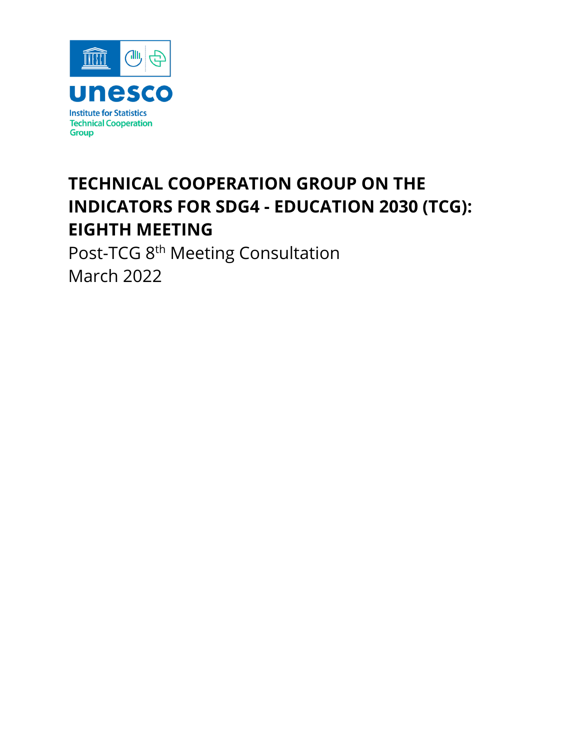unesco

Institute for Statistics
Technical Cooperation
Group

# TECHNICAL COOPERATION GROUP ON THE INDICATORS FOR SDG4 - EDUCATION 2030 (TCG): EIGHTH MEETING

Post-TCG 8th Meeting Consultation

March 2022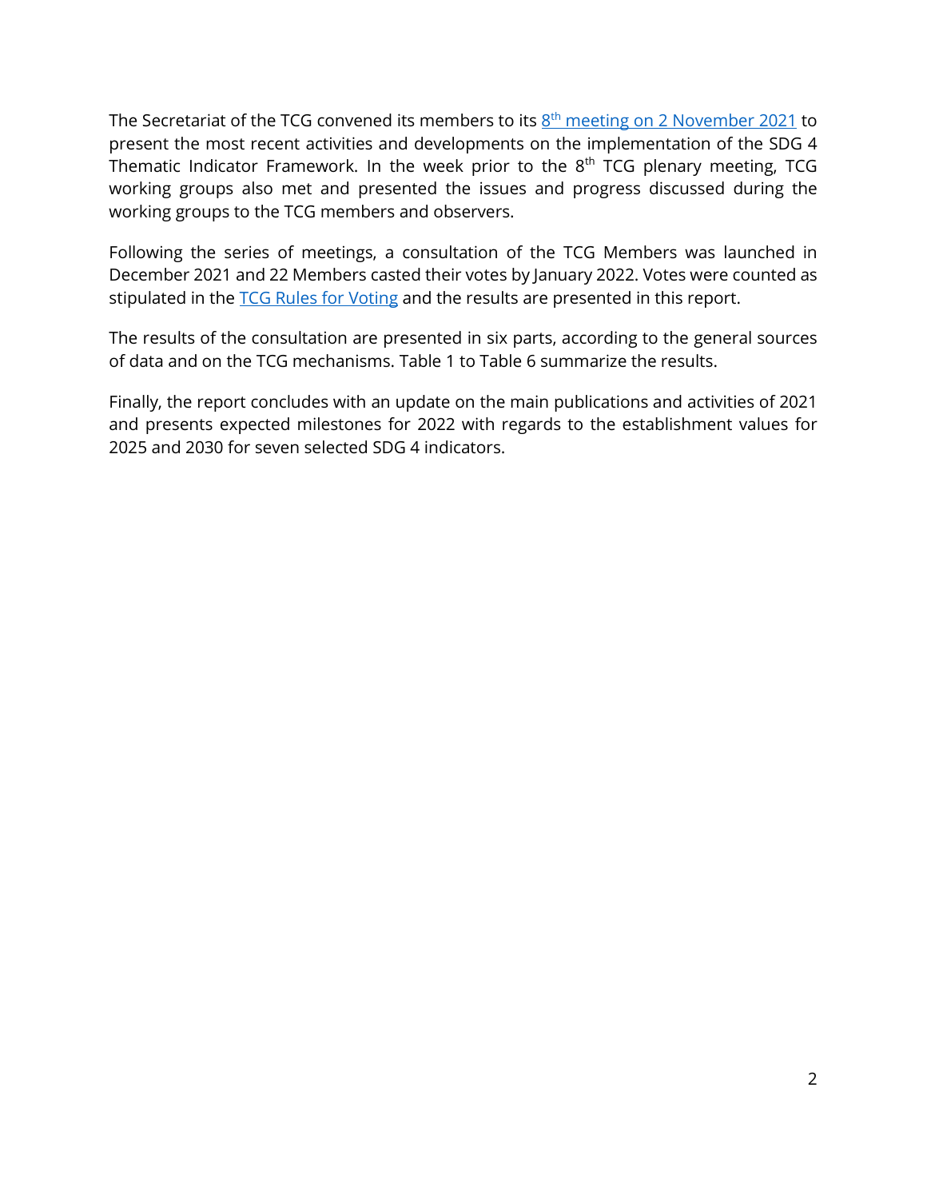The Secretariat of the TCG convened its members to its [8th meeting on 2 November 2021] to present the most recent activities and developments on the implementation of the SDG 4 Thematic Indicator Framework. In the week prior to the 8th TCG plenary meeting, TCG working groups also met and presented the issues and progress discussed during the working groups to the TCG members and observers.

Following the series of meetings, a consultation of the TCG Members was launched in December 2021 and 22 Members casted their votes by January 2022. Votes were counted as stipulated in the [TCG Rules for Voting] and the results are presented in this report.

The results of the consultation are presented in six parts, according to the general sources of data and on the TCG mechanisms. Table 1 to Table 6 summarize the results.

Finally, the report concludes with an update on the main publications and activities of 2021 and presents expected milestones for 2022 with regards to the establishment values for 2025 and 2030 for seven selected SDG 4 indicators.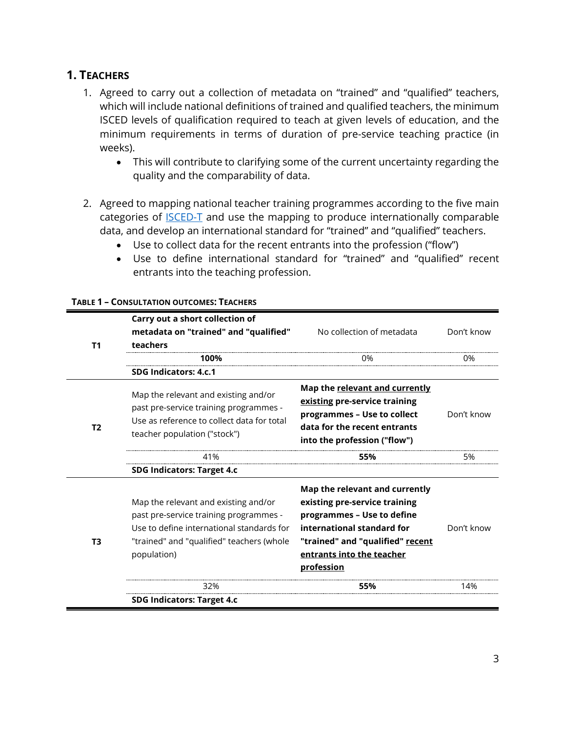## 1. TEACHERS

1. Agreed to carry out a collection of metadata on “trained” and “qualified” teachers, which will include national definitions of trained and qualified teachers, the minimum ISCED levels of qualification required to teach at given levels of education, and the minimum requirements in terms of duration of pre-service teaching practice (in weeks).
   - This will contribute to clarifying some of the current uncertainty regarding the quality and the comparability of data.

2. Agreed to mapping national teacher training programmes according to the five main categories of ISCED-T and use the mapping to produce internationally comparable data, and develop an international standard for “trained” and “qualified” teachers.
   - Use to collect data for the recent entrants into the profession (“flow”)
   - Use to define international standard for “trained” and “qualified” recent entrants into the teaching profession.

**TABLE 1 – CONSULTATION OUTCOMES: TEACHERS**

| | | | |
|---|---|---|---|
| **T1** | **Carry out a short collection of metadata on "trained" and "qualified" teachers** | No collection of metadata | Don't know |
| | **100%** | 0% | 0% |
| | **SDG Indicators: 4.c.1** | | |
| **T2** | Map the relevant and existing and/or past pre-service training programmes - Use as reference to collect data for total teacher population ("stock") | **Map the relevant and currently existing pre-service training programmes – Use to collect data for the recent entrants into the profession ("flow")** | Don't know |
| | 41% | **55%** | 5% |
| | **SDG Indicators: Target 4.c** | | |
| **T3** | Map the relevant and existing and/or past pre-service training programmes - Use to define international standards for "trained" and "qualified" teachers (whole population) | **Map the relevant and currently existing pre-service training programmes – Use to define international standard for "trained" and "qualified" recent entrants into the teacher profession** | Don't know |
| | 32% | **55%** | 14% |
| | **SDG Indicators: Target 4.c** | | |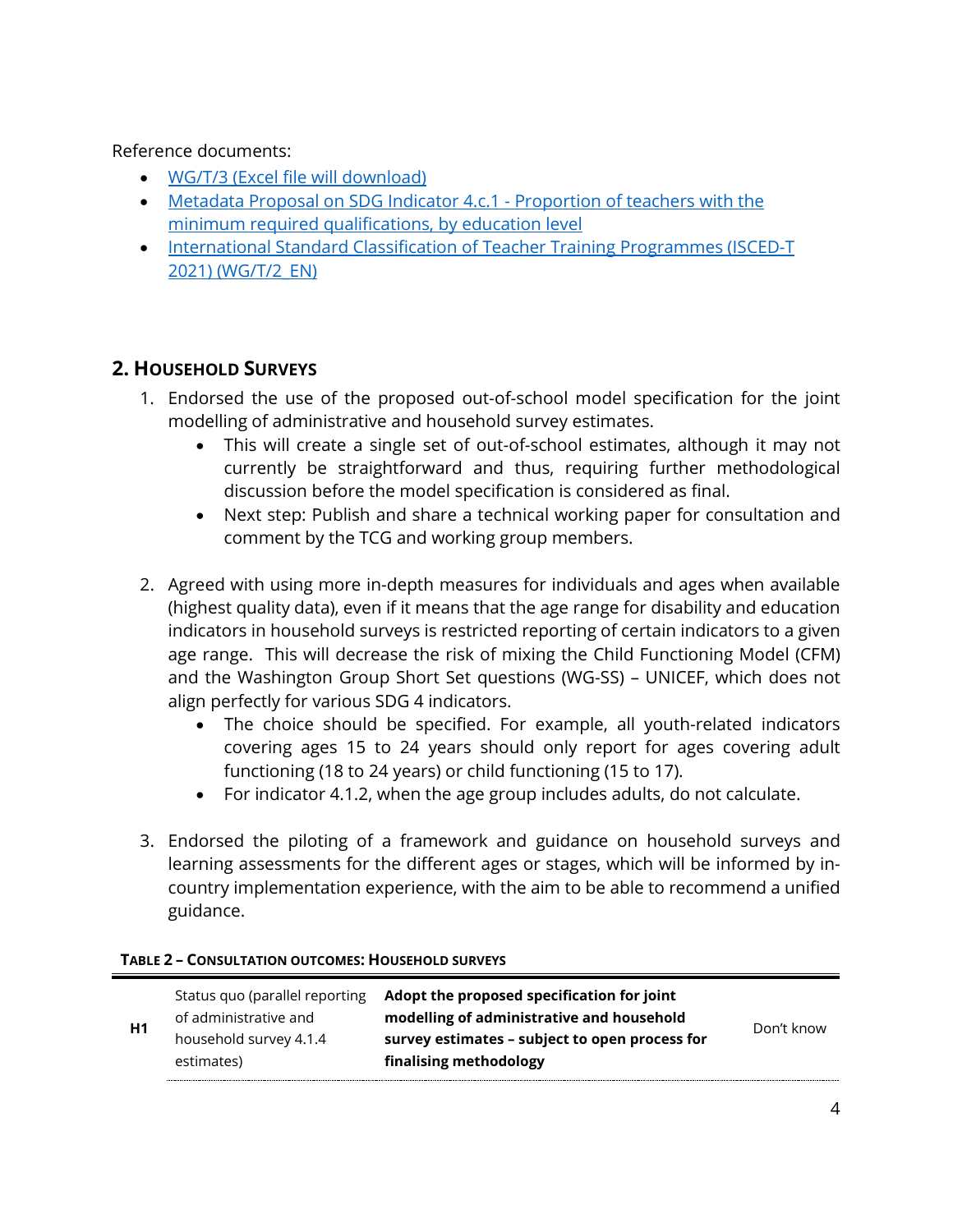Reference documents:

- WG/T/3 (Excel file will download)
- Metadata Proposal on SDG Indicator 4.c.1 - Proportion of teachers with the minimum required qualifications, by education level
- International Standard Classification of Teacher Training Programmes (ISCED-T 2021) (WG/T/2_EN)

## 2. Household Surveys

1. Endorsed the use of the proposed out-of-school model specification for the joint modelling of administrative and household survey estimates.
   - This will create a single set of out-of-school estimates, although it may not currently be straightforward and thus, requiring further methodological discussion before the model specification is considered as final.
   - Next step: Publish and share a technical working paper for consultation and comment by the TCG and working group members.

2. Agreed with using more in-depth measures for individuals and ages when available (highest quality data), even if it means that the age range for disability and education indicators in household surveys is restricted reporting of certain indicators to a given age range. This will decrease the risk of mixing the Child Functioning Model (CFM) and the Washington Group Short Set questions (WG-SS) – UNICEF, which does not align perfectly for various SDG 4 indicators.
   - The choice should be specified. For example, all youth-related indicators covering ages 15 to 24 years should only report for ages covering adult functioning (18 to 24 years) or child functioning (15 to 17).
   - For indicator 4.1.2, when the age group includes adults, do not calculate.

3. Endorsed the piloting of a framework and guidance on household surveys and learning assessments for the different ages or stages, which will be informed by in-country implementation experience, with the aim to be able to recommend a unified guidance.

**Table 2 – Consultation outcomes: Household surveys**

| | | | |
|---|---|---|---|
| H1 | Status quo (parallel reporting of administrative and household survey 4.1.4 estimates) | **Adopt the proposed specification for joint modelling of administrative and household survey estimates – subject to open process for finalising methodology** | Don't know |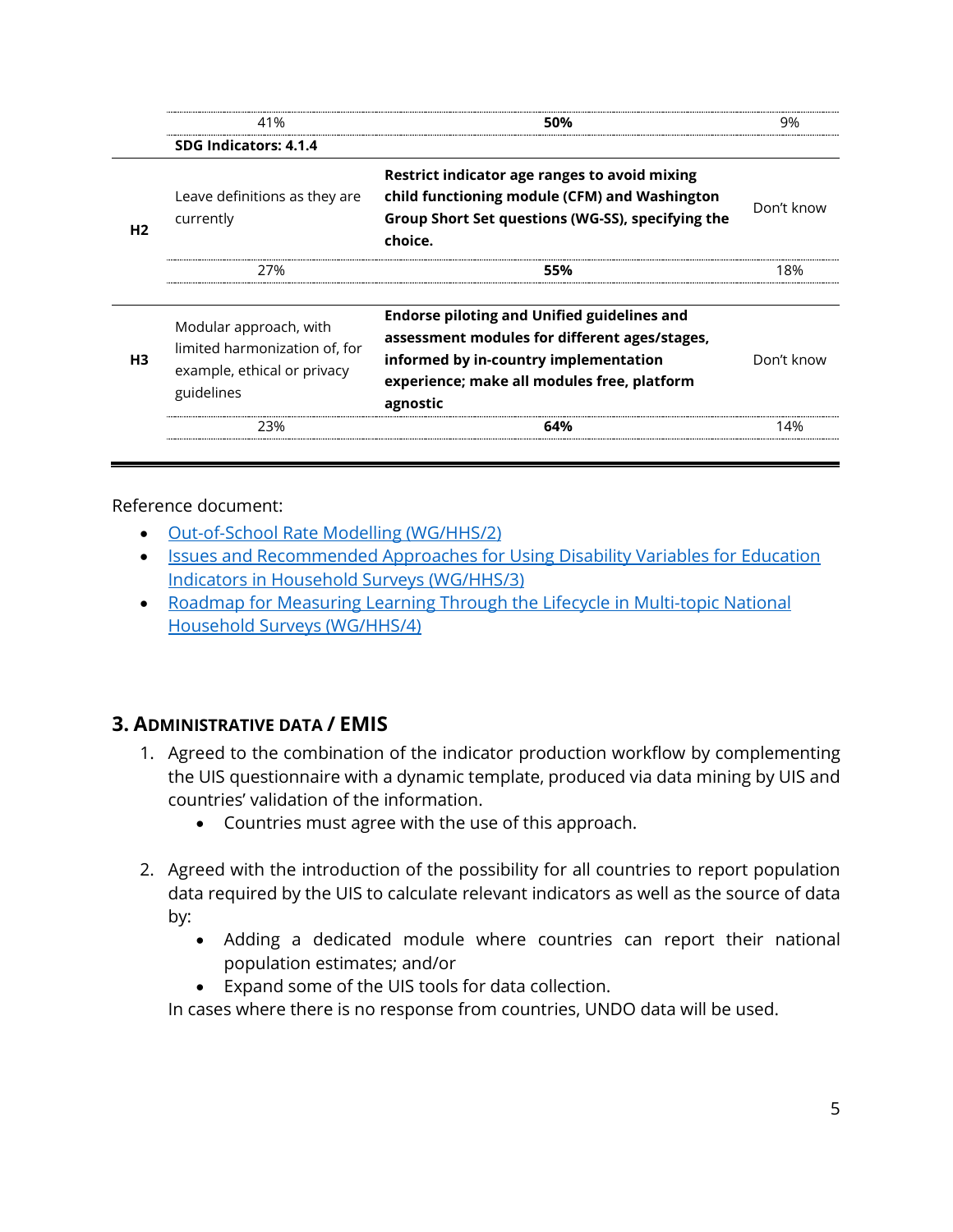| | | | |
|---|---|---|---|
| | 41% | **50%** | 9% |
| | **SDG Indicators: 4.1.4** | | |
| **H2** | Leave definitions as they are currently | **Restrict indicator age ranges to avoid mixing child functioning module (CFM) and Washington Group Short Set questions (WG-SS), specifying the choice.** | Don't know |
| | 27% | **55%** | 18% |
| **H3** | Modular approach, with limited harmonization of, for example, ethical or privacy guidelines | **Endorse piloting and Unified guidelines and assessment modules for different ages/stages, informed by in-country implementation experience; make all modules free, platform agnostic** | Don't know |
| | 23% | **64%** | 14% |

Reference document:

- [Out-of-School Rate Modelling (WG/HHS/2)]
- [Issues and Recommended Approaches for Using Disability Variables for Education Indicators in Household Surveys (WG/HHS/3)]
- [Roadmap for Measuring Learning Through the Lifecycle in Multi-topic National Household Surveys (WG/HHS/4)]

## 3. Administrative data / EMIS

1. Agreed to the combination of the indicator production workflow by complementing the UIS questionnaire with a dynamic template, produced via data mining by UIS and countries' validation of the information.
   - Countries must agree with the use of this approach.

2. Agreed with the introduction of the possibility for all countries to report population data required by the UIS to calculate relevant indicators as well as the source of data by:
   - Adding a dedicated module where countries can report their national population estimates; and/or
   - Expand some of the UIS tools for data collection.

   In cases where there is no response from countries, UNDO data will be used.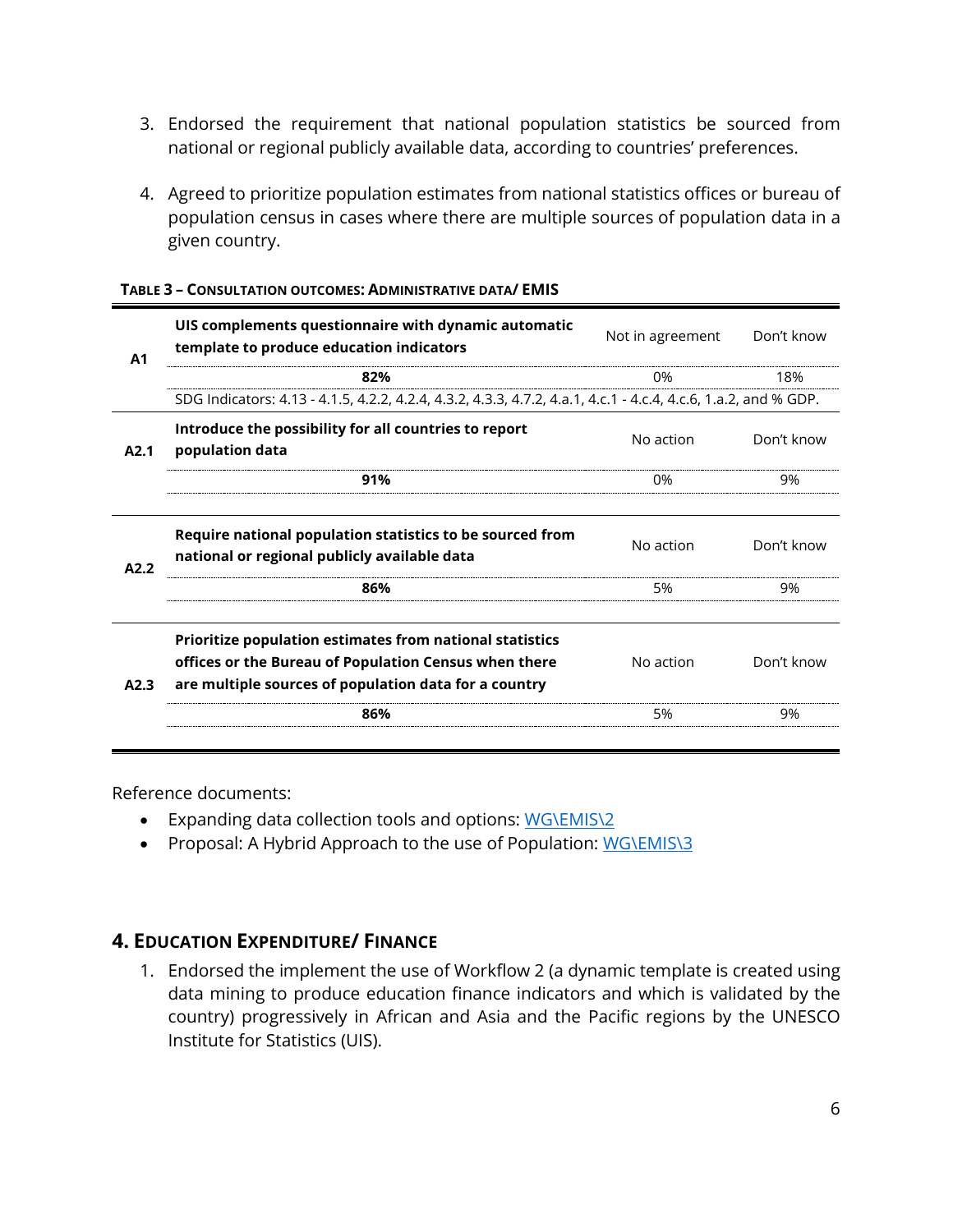3. Endorsed the requirement that national population statistics be sourced from national or regional publicly available data, according to countries' preferences.

4. Agreed to prioritize population estimates from national statistics offices or bureau of population census in cases where there are multiple sources of population data in a given country.

**TABLE 3 – CONSULTATION OUTCOMES: ADMINISTRATIVE DATA/ EMIS**

| | | | |
|---|---|---|---|
| **A1** | **UIS complements questionnaire with dynamic automatic template to produce education indicators** | Not in agreement | Don't know |
| | **82%** | 0% | 18% |
| | SDG Indicators: 4.13 - 4.1.5, 4.2.2, 4.2.4, 4.3.2, 4.3.3, 4.7.2, 4.a.1, 4.c.1 - 4.c.4, 4.c.6, 1.a.2, and % GDP. | | |
| **A2.1** | **Introduce the possibility for all countries to report population data** | No action | Don't know |
| | **91%** | 0% | 9% |
| **A2.2** | **Require national population statistics to be sourced from national or regional publicly available data** | No action | Don't know |
| | **86%** | 5% | 9% |
| **A2.3** | **Prioritize population estimates from national statistics offices or the Bureau of Population Census when there are multiple sources of population data for a country** | No action | Don't know |
| | **86%** | 5% | 9% |

Reference documents:

- Expanding data collection tools and options: WG\EMIS\2
- Proposal: A Hybrid Approach to the use of Population: WG\EMIS\3

## 4. EDUCATION EXPENDITURE/ FINANCE

1. Endorsed the implement the use of Workflow 2 (a dynamic template is created using data mining to produce education finance indicators and which is validated by the country) progressively in African and Asia and the Pacific regions by the UNESCO Institute for Statistics (UIS).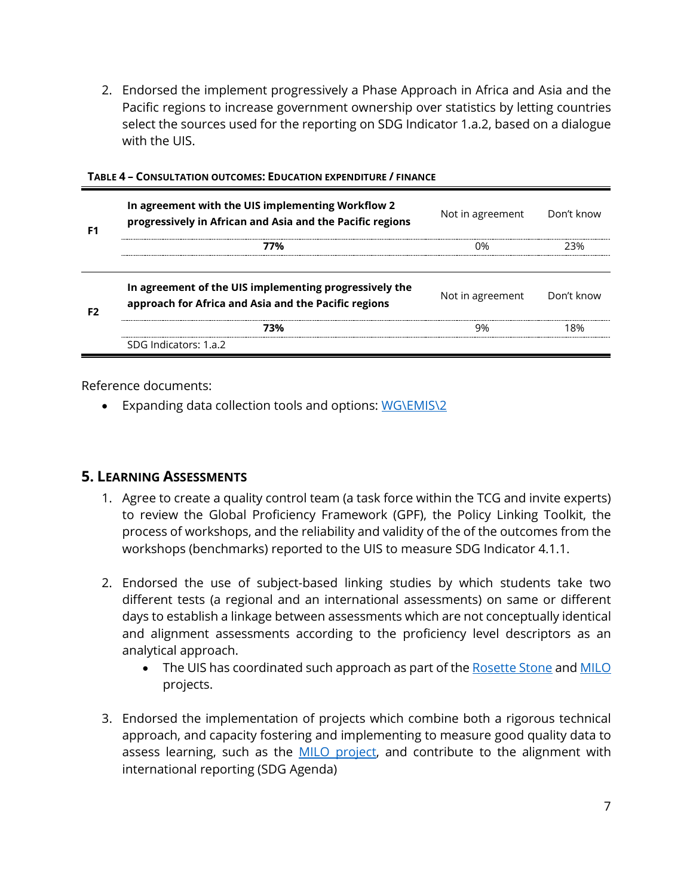2. Endorsed the implement progressively a Phase Approach in Africa and Asia and the Pacific regions to increase government ownership over statistics by letting countries select the sources used for the reporting on SDG Indicator 1.a.2, based on a dialogue with the UIS.

**TABLE 4 – CONSULTATION OUTCOMES: EDUCATION EXPENDITURE / FINANCE**

| | | | |
|---|---|---|---|
| **F1** | **In agreement with the UIS implementing Workflow 2 progressively in African and Asia and the Pacific regions** | Not in agreement | Don't know |
| | **77%** | 0% | 23% |
| **F2** | **In agreement of the UIS implementing progressively the approach for Africa and Asia and the Pacific regions** | Not in agreement | Don't know |
| | **73%** | 9% | 18% |
| | SDG Indicators: 1.a.2 | | |

Reference documents:

- Expanding data collection tools and options: WG\EMIS\2

## 5. LEARNING ASSESSMENTS

1. Agree to create a quality control team (a task force within the TCG and invite experts) to review the Global Proficiency Framework (GPF), the Policy Linking Toolkit, the process of workshops, and the reliability and validity of the of the outcomes from the workshops (benchmarks) reported to the UIS to measure SDG Indicator 4.1.1.

2. Endorsed the use of subject-based linking studies by which students take two different tests (a regional and an international assessments) on same or different days to establish a linkage between assessments which are not conceptually identical and alignment assessments according to the proficiency level descriptors as an analytical approach.
   - The UIS has coordinated such approach as part of the Rosette Stone and MILO projects.

3. Endorsed the implementation of projects which combine both a rigorous technical approach, and capacity fostering and implementing to measure good quality data to assess learning, such as the MILO project, and contribute to the alignment with international reporting (SDG Agenda)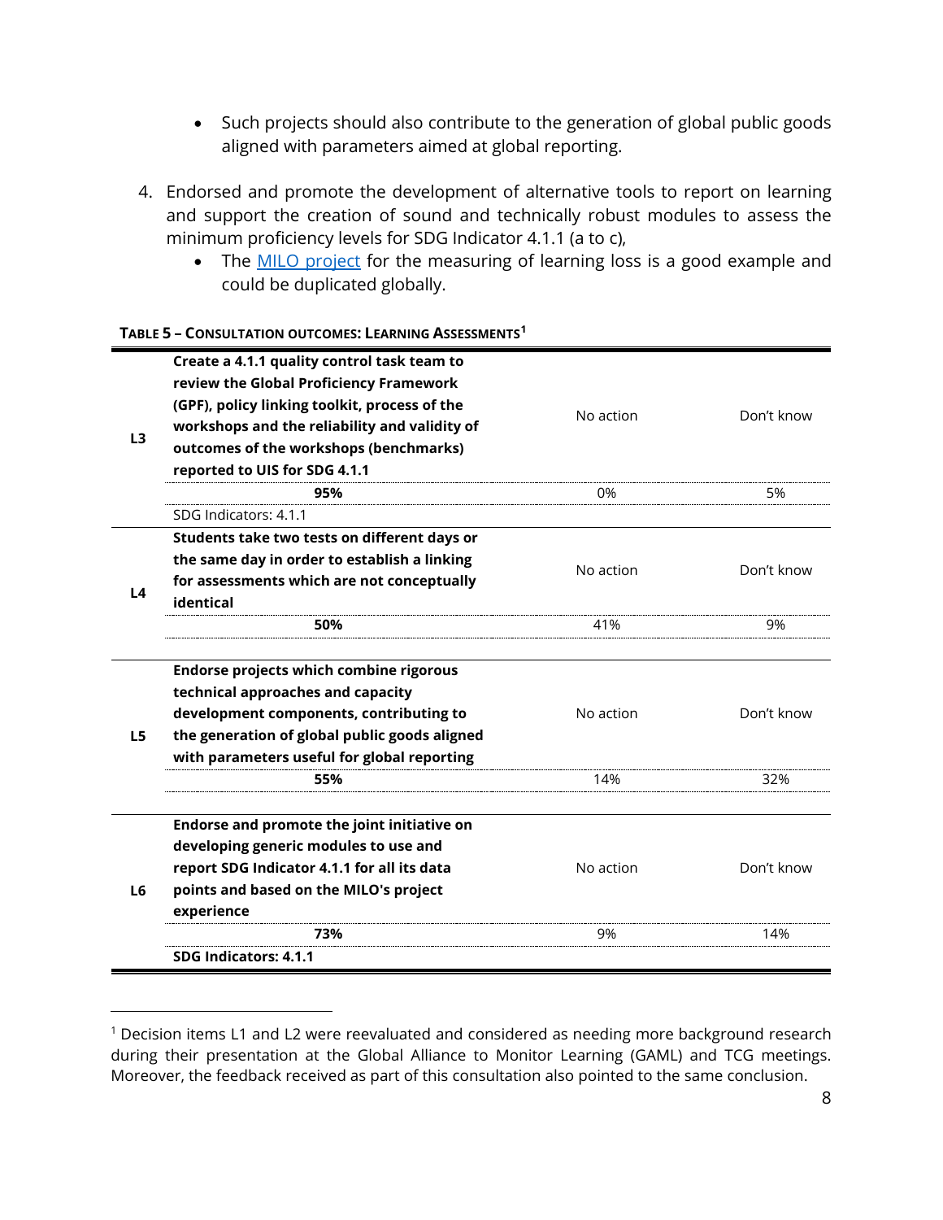- Such projects should also contribute to the generation of global public goods aligned with parameters aimed at global reporting.

4. Endorsed and promote the development of alternative tools to report on learning and support the creation of sound and technically robust modules to assess the minimum proficiency levels for SDG Indicator 4.1.1 (a to c),
   - The MILO project for the measuring of learning loss is a good example and could be duplicated globally.

**Table 5 – Consultation outcomes: Learning Assessments**[1]

| | | | |
|---|---|---|---|
| **L3** | **Create a 4.1.1 quality control task team to review the Global Proficiency Framework (GPF), policy linking toolkit, process of the workshops and the reliability and validity of outcomes of the workshops (benchmarks) reported to UIS for SDG 4.1.1** | No action | Don't know |
| | **95%** | 0% | 5% |
| | SDG Indicators: 4.1.1 | | |
| **L4** | **Students take two tests on different days or the same day in order to establish a linking for assessments which are not conceptually identical** | No action | Don't know |
| | **50%** | 41% | 9% |
| **L5** | **Endorse projects which combine rigorous technical approaches and capacity development components, contributing to the generation of global public goods aligned with parameters useful for global reporting** | No action | Don't know |
| | **55%** | 14% | 32% |
| **L6** | **Endorse and promote the joint initiative on developing generic modules to use and report SDG Indicator 4.1.1 for all its data points and based on the MILO's project experience** | No action | Don't know |
| | **73%** | 9% | 14% |
| | **SDG Indicators: 4.1.1** | | |

[1] Decision items L1 and L2 were reevaluated and considered as needing more background research during their presentation at the Global Alliance to Monitor Learning (GAML) and TCG meetings. Moreover, the feedback received as part of this consultation also pointed to the same conclusion.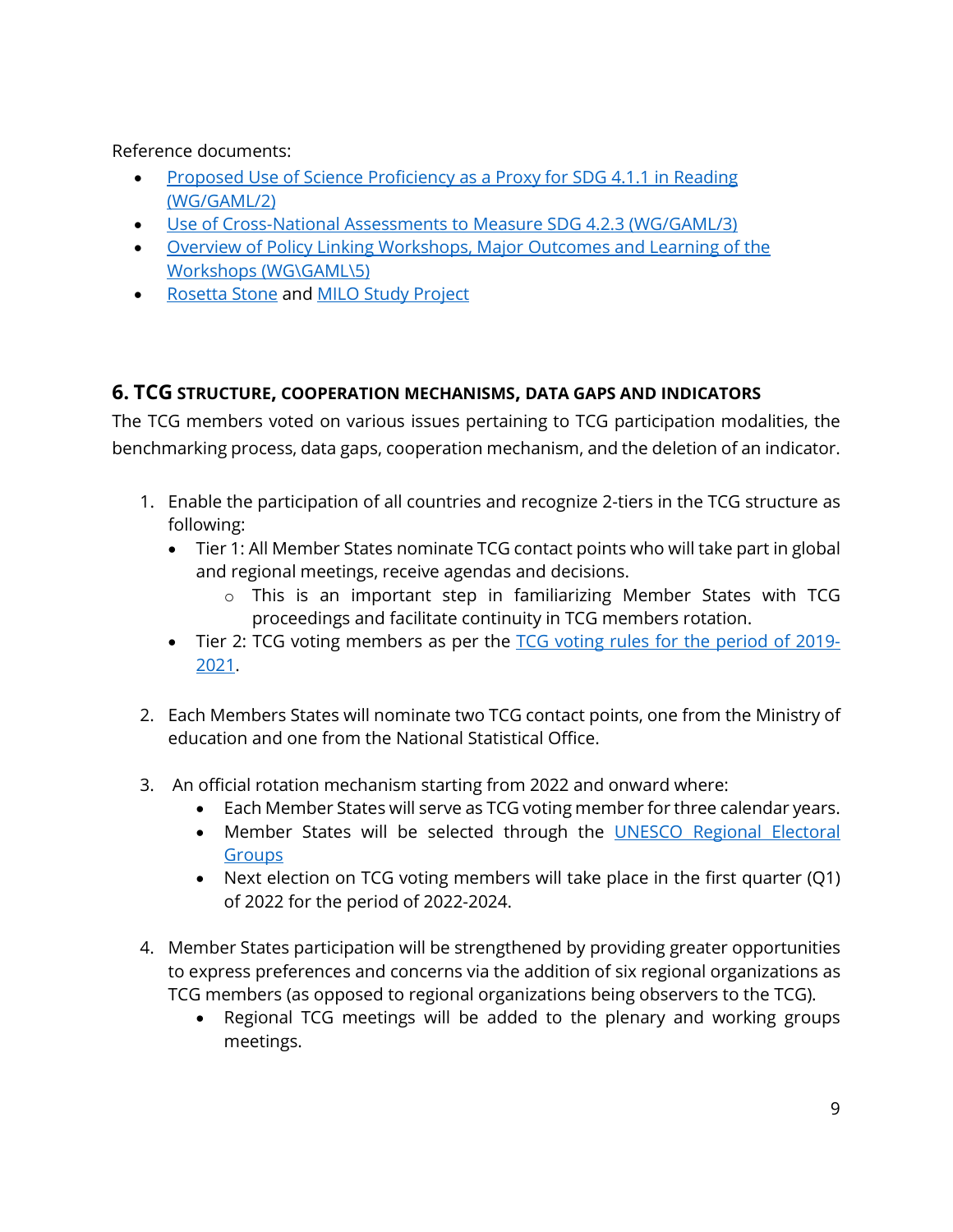Reference documents:

- Proposed Use of Science Proficiency as a Proxy for SDG 4.1.1 in Reading (WG/GAML/2)
- Use of Cross-National Assessments to Measure SDG 4.2.3 (WG/GAML/3)
- Overview of Policy Linking Workshops, Major Outcomes and Learning of the Workshops (WG\GAML\5)
- Rosetta Stone and MILO Study Project

## 6. TCG STRUCTURE, COOPERATION MECHANISMS, DATA GAPS AND INDICATORS

The TCG members voted on various issues pertaining to TCG participation modalities, the benchmarking process, data gaps, cooperation mechanism, and the deletion of an indicator.

1. Enable the participation of all countries and recognize 2-tiers in the TCG structure as following:
   - Tier 1: All Member States nominate TCG contact points who will take part in global and regional meetings, receive agendas and decisions.
     - This is an important step in familiarizing Member States with TCG proceedings and facilitate continuity in TCG members rotation.
   - Tier 2: TCG voting members as per the TCG voting rules for the period of 2019-2021.

2. Each Members States will nominate two TCG contact points, one from the Ministry of education and one from the National Statistical Office.

3. An official rotation mechanism starting from 2022 and onward where:
   - Each Member States will serve as TCG voting member for three calendar years.
   - Member States will be selected through the UNESCO Regional Electoral Groups
   - Next election on TCG voting members will take place in the first quarter (Q1) of 2022 for the period of 2022-2024.

4. Member States participation will be strengthened by providing greater opportunities to express preferences and concerns via the addition of six regional organizations as TCG members (as opposed to regional organizations being observers to the TCG).
   - Regional TCG meetings will be added to the plenary and working groups meetings.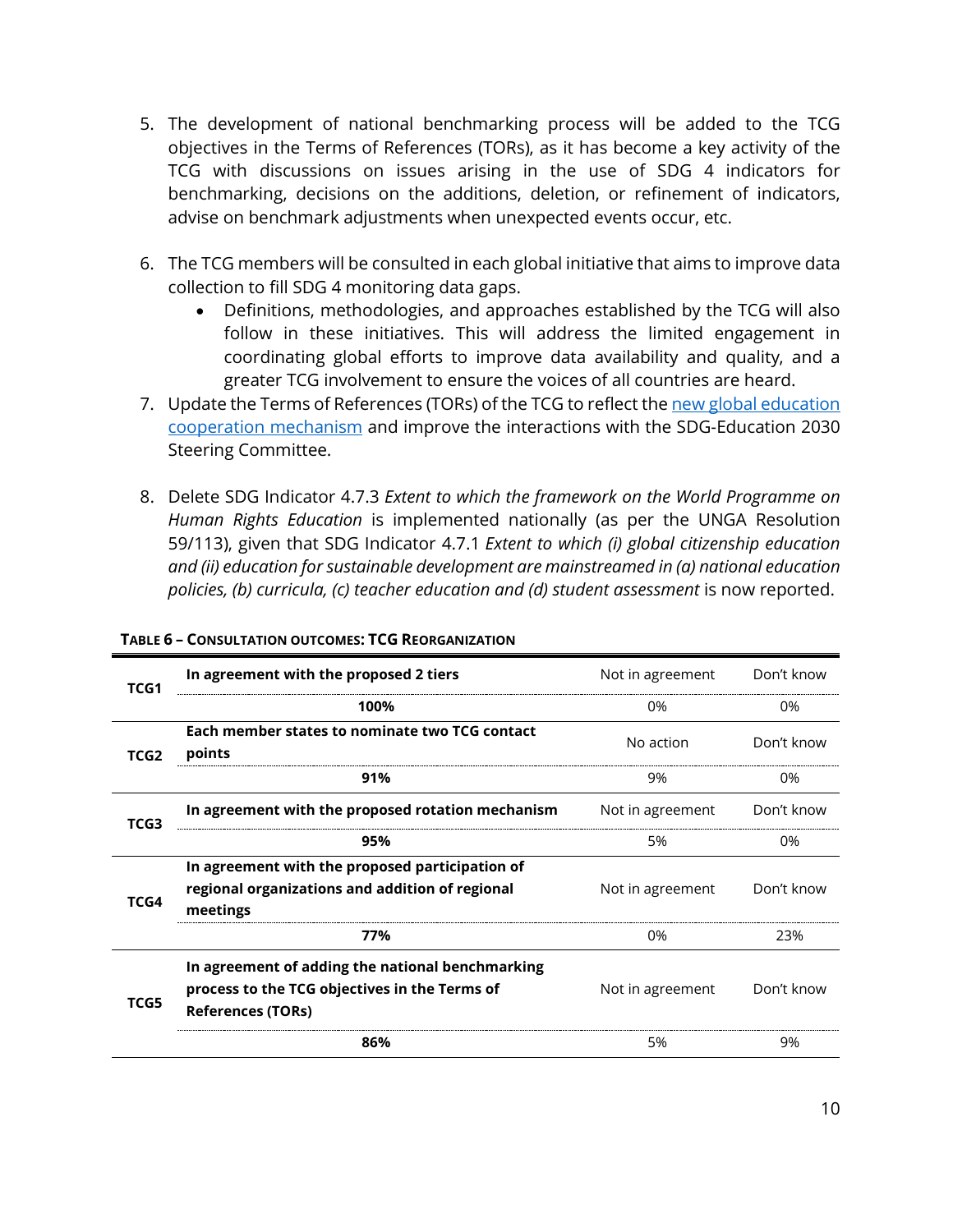5. The development of national benchmarking process will be added to the TCG objectives in the Terms of References (TORs), as it has become a key activity of the TCG with discussions on issues arising in the use of SDG 4 indicators for benchmarking, decisions on the additions, deletion, or refinement of indicators, advise on benchmark adjustments when unexpected events occur, etc.

6. The TCG members will be consulted in each global initiative that aims to improve data collection to fill SDG 4 monitoring data gaps.
   - Definitions, methodologies, and approaches established by the TCG will also follow in these initiatives. This will address the limited engagement in coordinating global efforts to improve data availability and quality, and a greater TCG involvement to ensure the voices of all countries are heard.

7. Update the Terms of References (TORs) of the TCG to reflect the [new global education cooperation mechanism]() and improve the interactions with the SDG-Education 2030 Steering Committee.

8. Delete SDG Indicator 4.7.3 *Extent to which the framework on the World Programme on Human Rights Education* is implemented nationally (as per the UNGA Resolution 59/113), given that SDG Indicator 4.7.1 *Extent to which (i) global citizenship education and (ii) education for sustainable development are mainstreamed in (a) national education policies, (b) curricula, (c) teacher education and (d) student assessment* is now reported.

**TABLE 6 – CONSULTATION OUTCOMES: TCG REORGANIZATION**

| | | | |
|---|---|---|---|
| **TCG1** | **In agreement with the proposed 2 tiers** | Not in agreement | Don't know |
| | **100%** | 0% | 0% |
| **TCG2** | **Each member states to nominate two TCG contact points** | No action | Don't know |
| | **91%** | 9% | 0% |
| **TCG3** | **In agreement with the proposed rotation mechanism** | Not in agreement | Don't know |
| | **95%** | 5% | 0% |
| **TCG4** | **In agreement with the proposed participation of regional organizations and addition of regional meetings** | Not in agreement | Don't know |
| | **77%** | 0% | 23% |
| **TCG5** | **In agreement of adding the national benchmarking process to the TCG objectives in the Terms of References (TORs)** | Not in agreement | Don't know |
| | **86%** | 5% | 9% |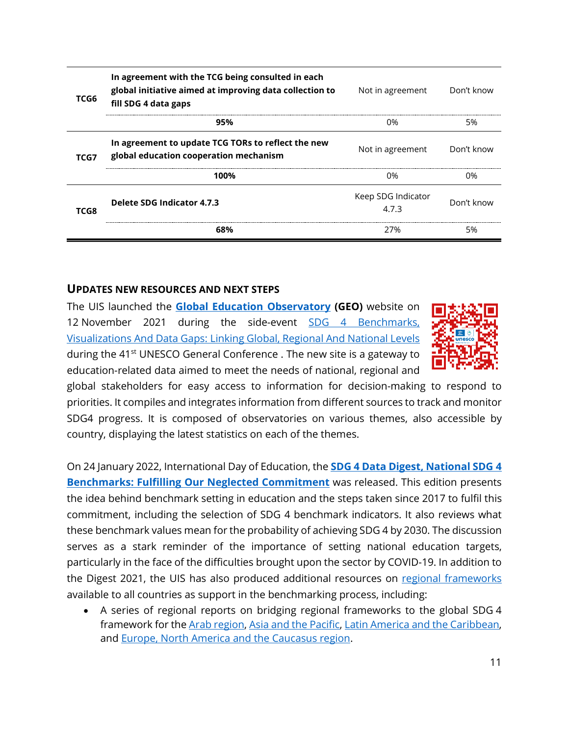| | | | |
|---|---|---|---|
| **TCG6** | **In agreement with the TCG being consulted in each global initiative aimed at improving data collection to fill SDG 4 data gaps** | Not in agreement | Don't know |
| | **95%** | 0% | 5% |
| **TCG7** | **In agreement to update TCG TORs to reflect the new global education cooperation mechanism** | Not in agreement | Don't know |
| | **100%** | 0% | 0% |
| **TCG8** | **Delete SDG Indicator 4.7.3** | Keep SDG Indicator 4.7.3 | Don't know |
| | **68%** | 27% | 5% |

## UPDATES NEW RESOURCES AND NEXT STEPS

The UIS launched the **Global Education Observatory (GEO)** website on 12 November 2021 during the side-event SDG 4 Benchmarks, Visualizations And Data Gaps: Linking Global, Regional And National Levels during the 41st UNESCO General Conference . The new site is a gateway to education-related data aimed to meet the needs of national, regional and global stakeholders for easy access to information for decision-making to respond to priorities. It compiles and integrates information from different sources to track and monitor SDG4 progress. It is composed of observatories on various themes, also accessible by country, displaying the latest statistics on each of the themes.

On 24 January 2022, International Day of Education, the **SDG 4 Data Digest, National SDG 4 Benchmarks: Fulfilling Our Neglected Commitment** was released. This edition presents the idea behind benchmark setting in education and the steps taken since 2017 to fulfil this commitment, including the selection of SDG 4 benchmark indicators. It also reviews what these benchmark values mean for the probability of achieving SDG 4 by 2030. The discussion serves as a stark reminder of the importance of setting national education targets, particularly in the face of the difficulties brought upon the sector by COVID-19. In addition to the Digest 2021, the UIS has also produced additional resources on regional frameworks available to all countries as support in the benchmarking process, including:

- A series of regional reports on bridging regional frameworks to the global SDG 4 framework for the Arab region, Asia and the Pacific, Latin America and the Caribbean, and Europe, North America and the Caucasus region.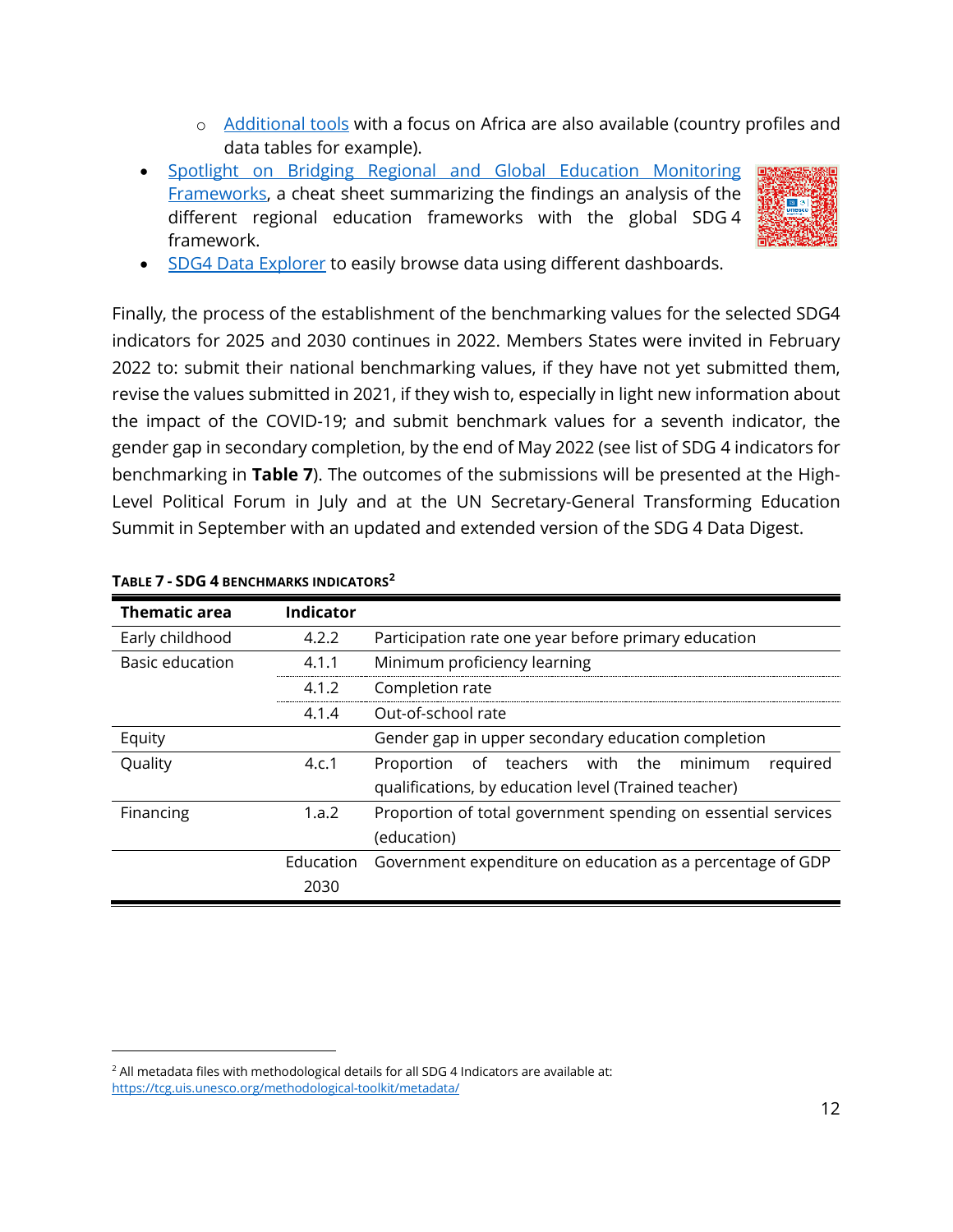- Additional tools with a focus on Africa are also available (country profiles and data tables for example).
- Spotlight on Bridging Regional and Global Education Monitoring Frameworks, a cheat sheet summarizing the findings an analysis of the different regional education frameworks with the global SDG 4 framework.
- SDG4 Data Explorer to easily browse data using different dashboards.

Finally, the process of the establishment of the benchmarking values for the selected SDG4 indicators for 2025 and 2030 continues in 2022. Members States were invited in February 2022 to: submit their national benchmarking values, if they have not yet submitted them, revise the values submitted in 2021, if they wish to, especially in light new information about the impact of the COVID-19; and submit benchmark values for a seventh indicator, the gender gap in secondary completion, by the end of May 2022 (see list of SDG 4 indicators for benchmarking in **Table 7**). The outcomes of the submissions will be presented at the High-Level Political Forum in July and at the UN Secretary-General Transforming Education Summit in September with an updated and extended version of the SDG 4 Data Digest.

**TABLE 7 - SDG 4 BENCHMARKS INDICATORS[2]**

| Thematic area | Indicator | |
|---|---|---|
| Early childhood | 4.2.2 | Participation rate one year before primary education |
| Basic education | 4.1.1 | Minimum proficiency learning |
| | 4.1.2 | Completion rate |
| | 4.1.4 | Out-of-school rate |
| Equity | | Gender gap in upper secondary education completion |
| Quality | 4.c.1 | Proportion of teachers with the minimum required qualifications, by education level (Trained teacher) |
| Financing | 1.a.2 | Proportion of total government spending on essential services (education) |
| | Education 2030 | Government expenditure on education as a percentage of GDP |

[2] All metadata files with methodological details for all SDG 4 Indicators are available at: https://tcg.uis.unesco.org/methodological-toolkit/metadata/